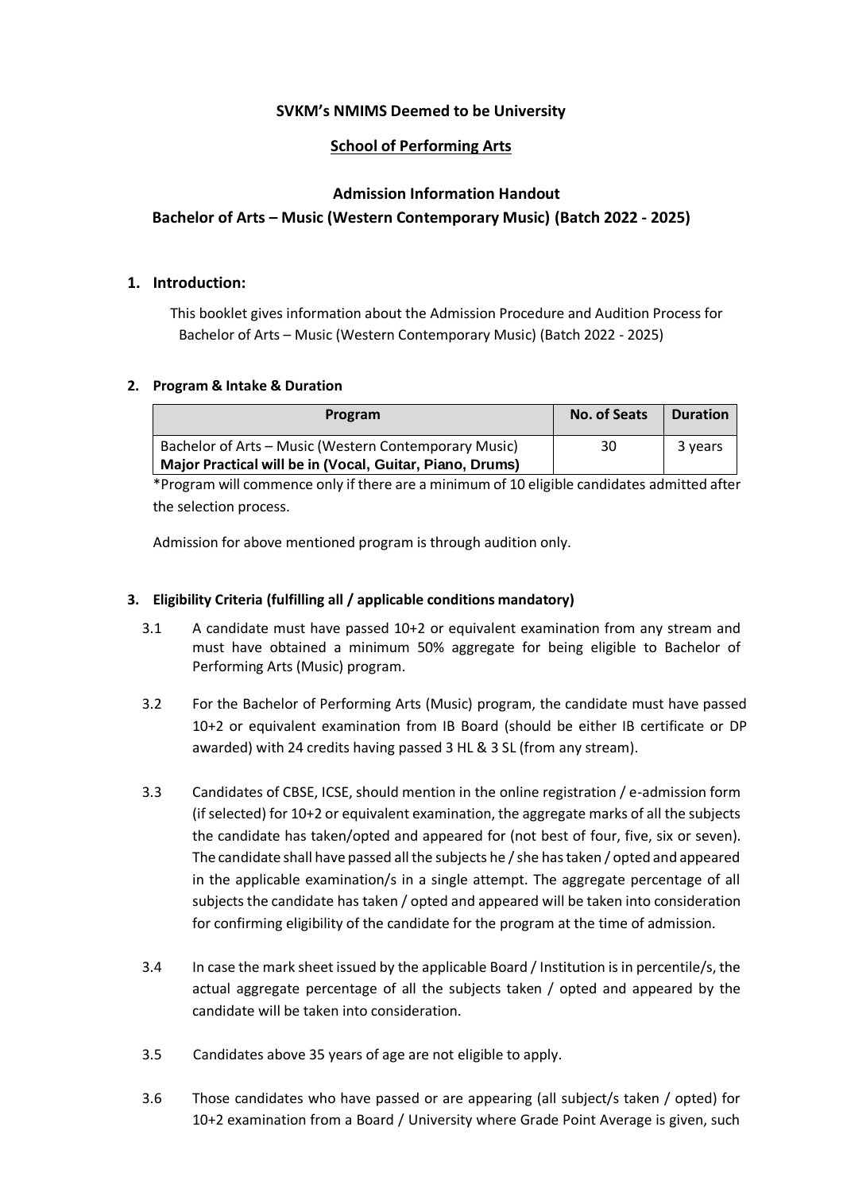**SVKM's NMIMS Deemed to be University**

**School of Performing Arts**

**Admission Information Handout**

**Bachelor of Arts – Music (Western Contemporary Music) (Batch 2022 - 2025)**

## 1. Introduction:

This booklet gives information about the Admission Procedure and Audition Process for Bachelor of Arts – Music (Western Contemporary Music) (Batch 2022 - 2025)

## 2. Program & Intake & Duration

| Program | No. of Seats | Duration |
|---|---|---|
| Bachelor of Arts – Music (Western Contemporary Music) **Major Practical will be in (Vocal, Guitar, Piano, Drums)** | 30 | 3 years |

*Program will commence only if there are a minimum of 10 eligible candidates admitted after the selection process.

Admission for above mentioned program is through audition only.

## 3. Eligibility Criteria (fulfilling all / applicable conditions mandatory)

3.1 A candidate must have passed 10+2 or equivalent examination from any stream and must have obtained a minimum 50% aggregate for being eligible to Bachelor of Performing Arts (Music) program.

3.2 For the Bachelor of Performing Arts (Music) program, the candidate must have passed 10+2 or equivalent examination from IB Board (should be either IB certificate or DP awarded) with 24 credits having passed 3 HL & 3 SL (from any stream).

3.3 Candidates of CBSE, ICSE, should mention in the online registration / e-admission form (if selected) for 10+2 or equivalent examination, the aggregate marks of all the subjects the candidate has taken/opted and appeared for (not best of four, five, six or seven). The candidate shall have passed all the subjects he / she has taken / opted and appeared in the applicable examination/s in a single attempt. The aggregate percentage of all subjects the candidate has taken / opted and appeared will be taken into consideration for confirming eligibility of the candidate for the program at the time of admission.

3.4 In case the mark sheet issued by the applicable Board / Institution is in percentile/s, the actual aggregate percentage of all the subjects taken / opted and appeared by the candidate will be taken into consideration.

3.5 Candidates above 35 years of age are not eligible to apply.

3.6 Those candidates who have passed or are appearing (all subject/s taken / opted) for 10+2 examination from a Board / University where Grade Point Average is given, such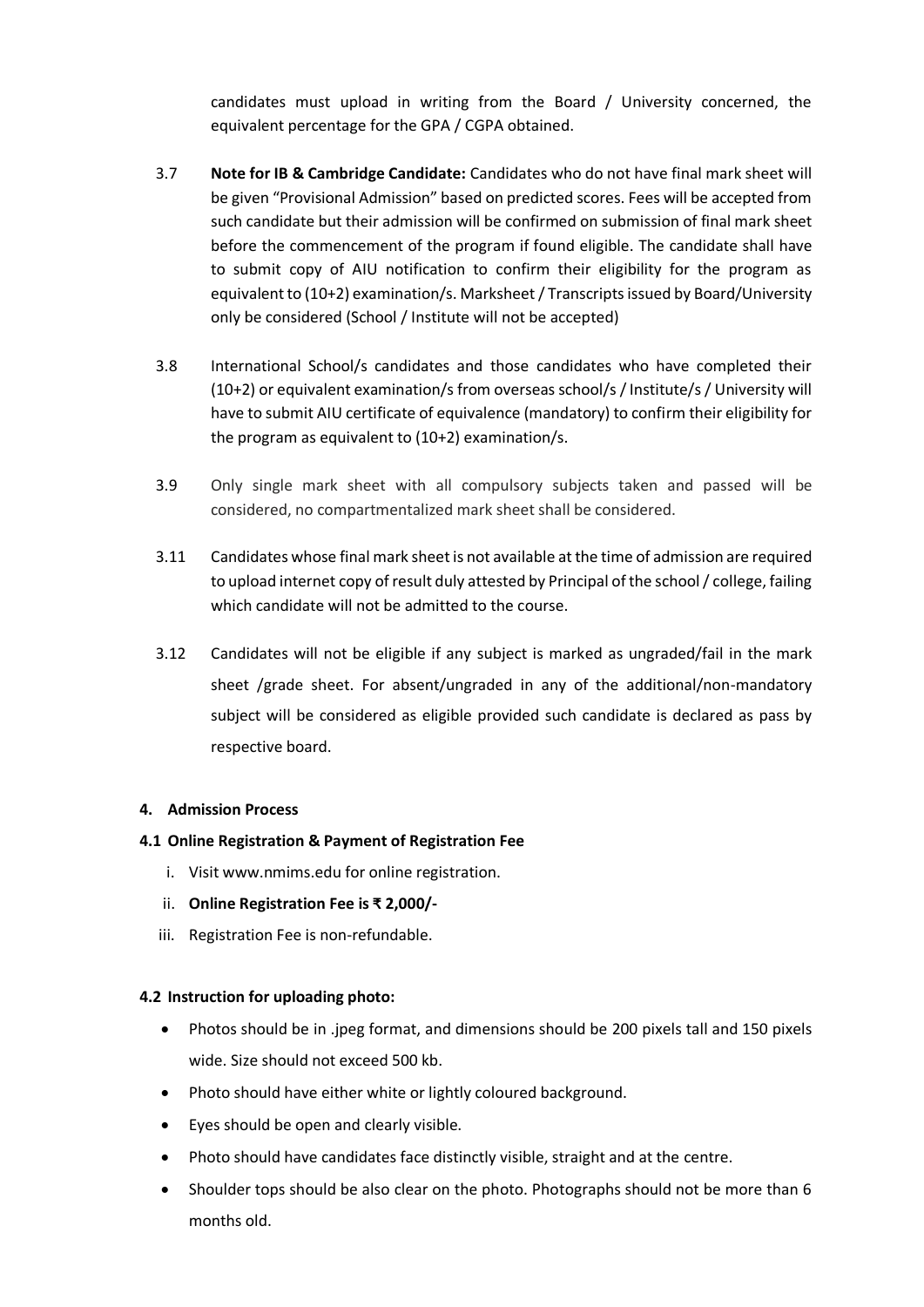candidates must upload in writing from the Board / University concerned, the equivalent percentage for the GPA / CGPA obtained.

3.7 **Note for IB & Cambridge Candidate:** Candidates who do not have final mark sheet will be given "Provisional Admission" based on predicted scores. Fees will be accepted from such candidate but their admission will be confirmed on submission of final mark sheet before the commencement of the program if found eligible. The candidate shall have to submit copy of AIU notification to confirm their eligibility for the program as equivalent to (10+2) examination/s. Marksheet / Transcripts issued by Board/University only be considered (School / Institute will not be accepted)

3.8 International School/s candidates and those candidates who have completed their (10+2) or equivalent examination/s from overseas school/s / Institute/s / University will have to submit AIU certificate of equivalence (mandatory) to confirm their eligibility for the program as equivalent to (10+2) examination/s.

3.9 Only single mark sheet with all compulsory subjects taken and passed will be considered, no compartmentalized mark sheet shall be considered.

3.11 Candidates whose final mark sheet is not available at the time of admission are required to upload internet copy of result duly attested by Principal of the school / college, failing which candidate will not be admitted to the course.

3.12 Candidates will not be eligible if any subject is marked as ungraded/fail in the mark sheet /grade sheet. For absent/ungraded in any of the additional/non-mandatory subject will be considered as eligible provided such candidate is declared as pass by respective board.

## 4. Admission Process

### 4.1 Online Registration & Payment of Registration Fee

i. Visit www.nmims.edu for online registration.

ii. **Online Registration Fee is ₹ 2,000/-**

iii. Registration Fee is non-refundable.

### 4.2 Instruction for uploading photo:

- Photos should be in .jpeg format, and dimensions should be 200 pixels tall and 150 pixels wide. Size should not exceed 500 kb.
- Photo should have either white or lightly coloured background.
- Eyes should be open and clearly visible.
- Photo should have candidates face distinctly visible, straight and at the centre.
- Shoulder tops should be also clear on the photo. Photographs should not be more than 6 months old.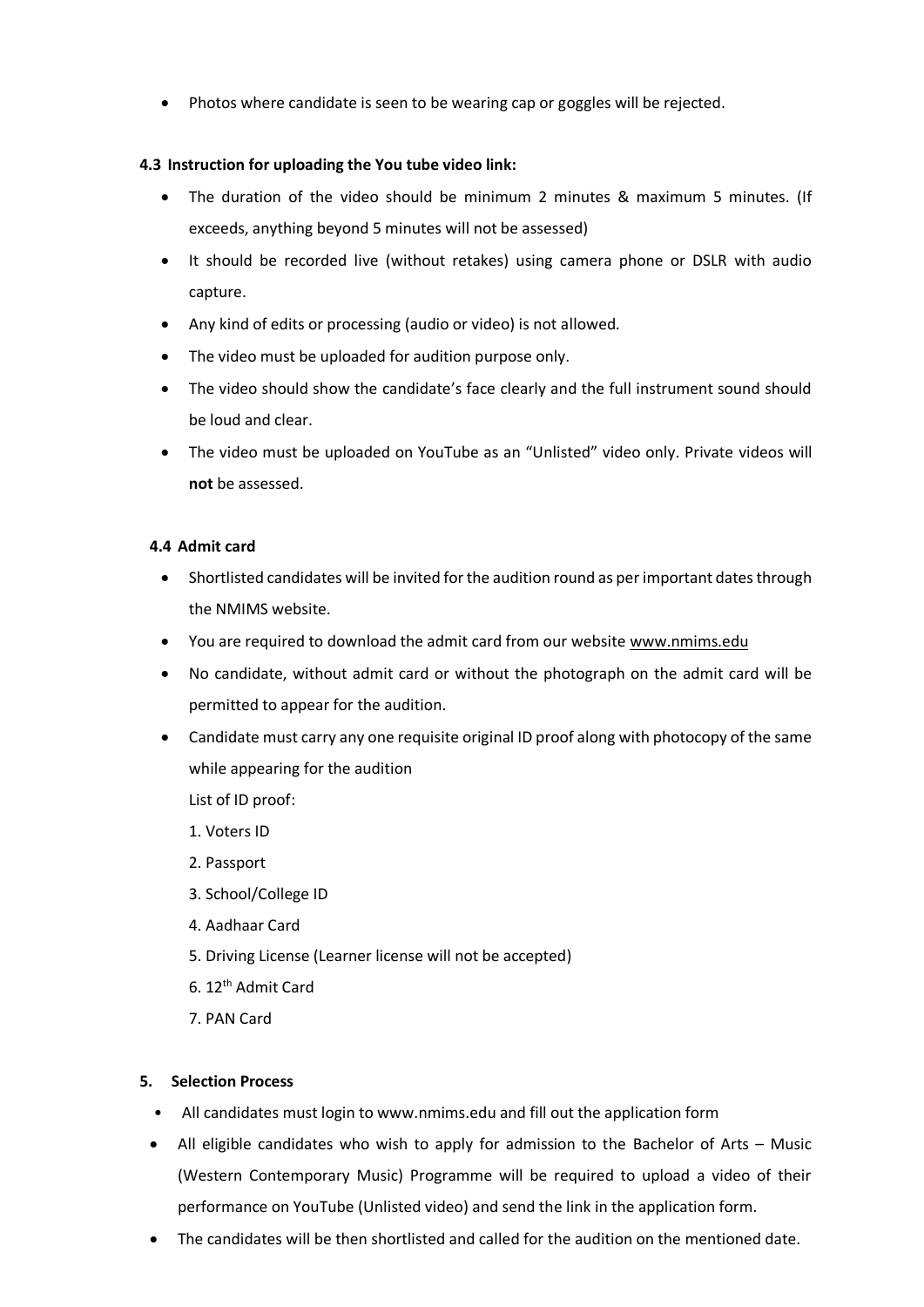- Photos where candidate is seen to be wearing cap or goggles will be rejected.

**4.3 Instruction for uploading the You tube video link:**

- The duration of the video should be minimum 2 minutes & maximum 5 minutes. (If exceeds, anything beyond 5 minutes will not be assessed)
- It should be recorded live (without retakes) using camera phone or DSLR with audio capture.
- Any kind of edits or processing (audio or video) is not allowed.
- The video must be uploaded for audition purpose only.
- The video should show the candidate's face clearly and the full instrument sound should be loud and clear.
- The video must be uploaded on YouTube as an "Unlisted" video only. Private videos will **not** be assessed.

**4.4 Admit card**

- Shortlisted candidates will be invited for the audition round as per important dates through the NMIMS website.
- You are required to download the admit card from our website www.nmims.edu
- No candidate, without admit card or without the photograph on the admit card will be permitted to appear for the audition.
- Candidate must carry any one requisite original ID proof along with photocopy of the same while appearing for the audition

  List of ID proof:

  1. Voters ID
  2. Passport
  3. School/College ID
  4. Aadhaar Card
  5. Driving License (Learner license will not be accepted)
  6. 12th Admit Card
  7. PAN Card

**5. Selection Process**

- All candidates must login to www.nmims.edu and fill out the application form
- All eligible candidates who wish to apply for admission to the Bachelor of Arts – Music (Western Contemporary Music) Programme will be required to upload a video of their performance on YouTube (Unlisted video) and send the link in the application form.
- The candidates will be then shortlisted and called for the audition on the mentioned date.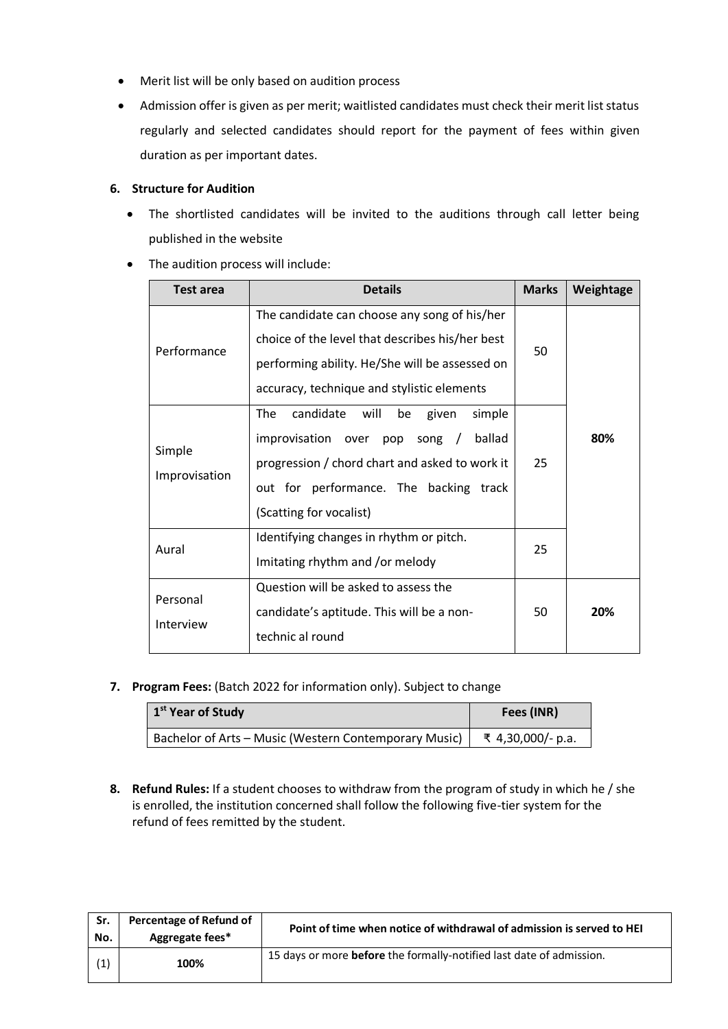- Merit list will be only based on audition process
- Admission offer is given as per merit; waitlisted candidates must check their merit list status regularly and selected candidates should report for the payment of fees within given duration as per important dates.

**6. Structure for Audition**

- The shortlisted candidates will be invited to the auditions through call letter being published in the website
- The audition process will include:

| Test area | Details | Marks | Weightage |
|---|---|---|---|
| Performance | The candidate can choose any song of his/her choice of the level that describes his/her best performing ability. He/She will be assessed on accuracy, technique and stylistic elements | 50 | **80%** |
| Simple Improvisation | The candidate will be given simple improvisation over pop song / ballad progression / chord chart and asked to work it out for performance. The backing track (Scatting for vocalist) | 25 | |
| Aural | Identifying changes in rhythm or pitch. Imitating rhythm and /or melody | 25 | |
| Personal Interview | Question will be asked to assess the candidate's aptitude. This will be a non-technic al round | 50 | **20%** |

**7. Program Fees:** (Batch 2022 for information only). Subject to change

| 1st Year of Study | Fees (INR) |
|---|---|
| Bachelor of Arts – Music (Western Contemporary Music) | ₹ 4,30,000/- p.a. |

**8. Refund Rules:** If a student chooses to withdraw from the program of study in which he / she is enrolled, the institution concerned shall follow the following five-tier system for the refund of fees remitted by the student.

| Sr. No. | Percentage of Refund of Aggregate fees* | Point of time when notice of withdrawal of admission is served to HEI |
|---|---|---|
| (1) | 100% | 15 days or more **before** the formally-notified last date of admission. |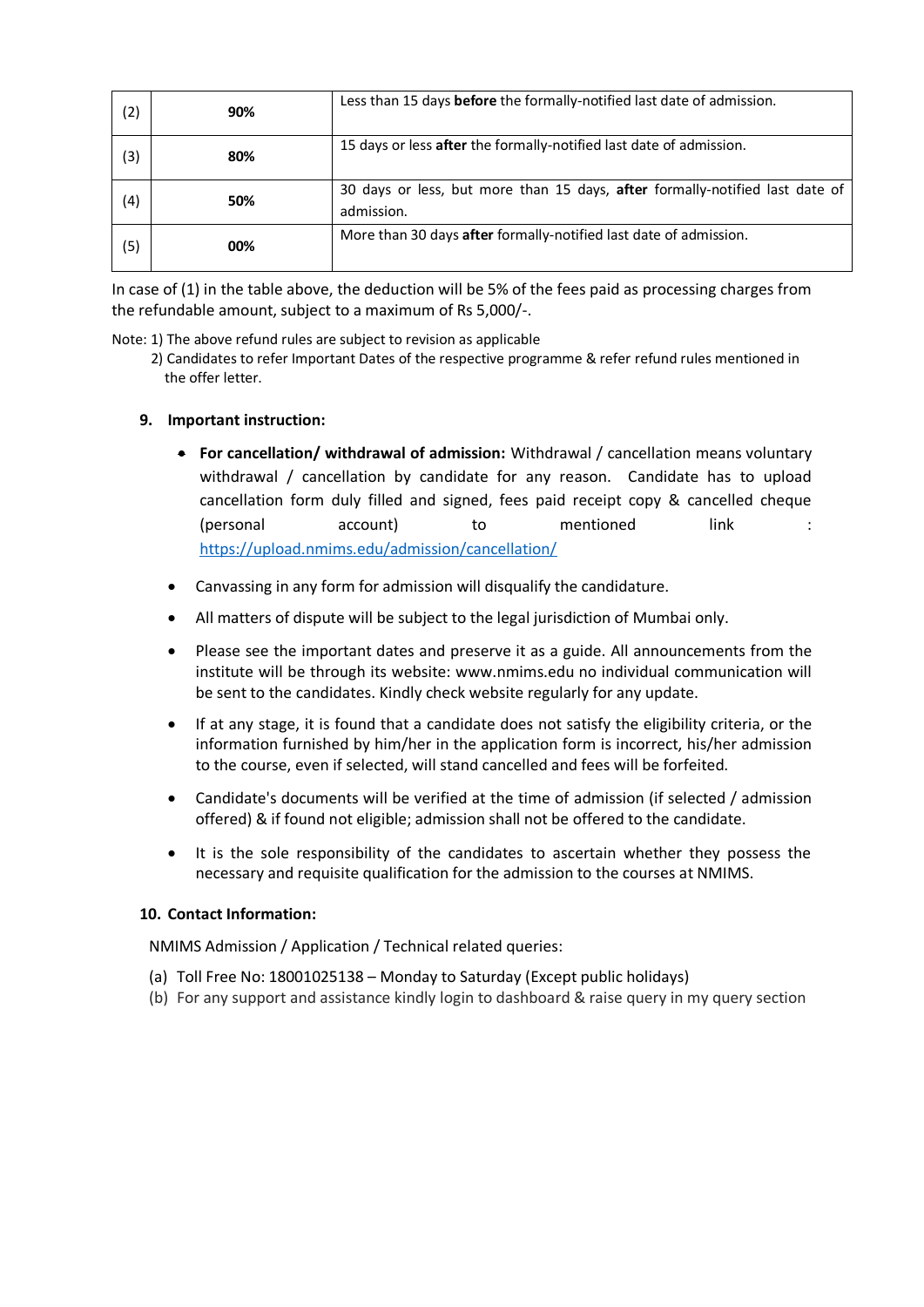| | | |
|---|---|---|
| (2) | **90%** | Less than 15 days **before** the formally-notified last date of admission. |
| (3) | **80%** | 15 days or less **after** the formally-notified last date of admission. |
| (4) | **50%** | 30 days or less, but more than 15 days, **after** formally-notified last date of admission. |
| (5) | **00%** | More than 30 days **after** formally-notified last date of admission. |

In case of (1) in the table above, the deduction will be 5% of the fees paid as processing charges from the refundable amount, subject to a maximum of Rs 5,000/-.

Note: 1) The above refund rules are subject to revision as applicable

2) Candidates to refer Important Dates of the respective programme & refer refund rules mentioned in the offer letter.

**9. Important instruction:**

- **For cancellation/ withdrawal of admission:** Withdrawal / cancellation means voluntary withdrawal / cancellation by candidate for any reason. Candidate has to upload cancellation form duly filled and signed, fees paid receipt copy & cancelled cheque (personal account) to mentioned link : https://upload.nmims.edu/admission/cancellation/
- Canvassing in any form for admission will disqualify the candidature.
- All matters of dispute will be subject to the legal jurisdiction of Mumbai only.
- Please see the important dates and preserve it as a guide. All announcements from the institute will be through its website: www.nmims.edu no individual communication will be sent to the candidates. Kindly check website regularly for any update.
- If at any stage, it is found that a candidate does not satisfy the eligibility criteria, or the information furnished by him/her in the application form is incorrect, his/her admission to the course, even if selected, will stand cancelled and fees will be forfeited.
- Candidate's documents will be verified at the time of admission (if selected / admission offered) & if found not eligible; admission shall not be offered to the candidate.
- It is the sole responsibility of the candidates to ascertain whether they possess the necessary and requisite qualification for the admission to the courses at NMIMS.

**10. Contact Information:**

NMIMS Admission / Application / Technical related queries:

(a) Toll Free No: 18001025138 – Monday to Saturday (Except public holidays)

(b) For any support and assistance kindly login to dashboard & raise query in my query section